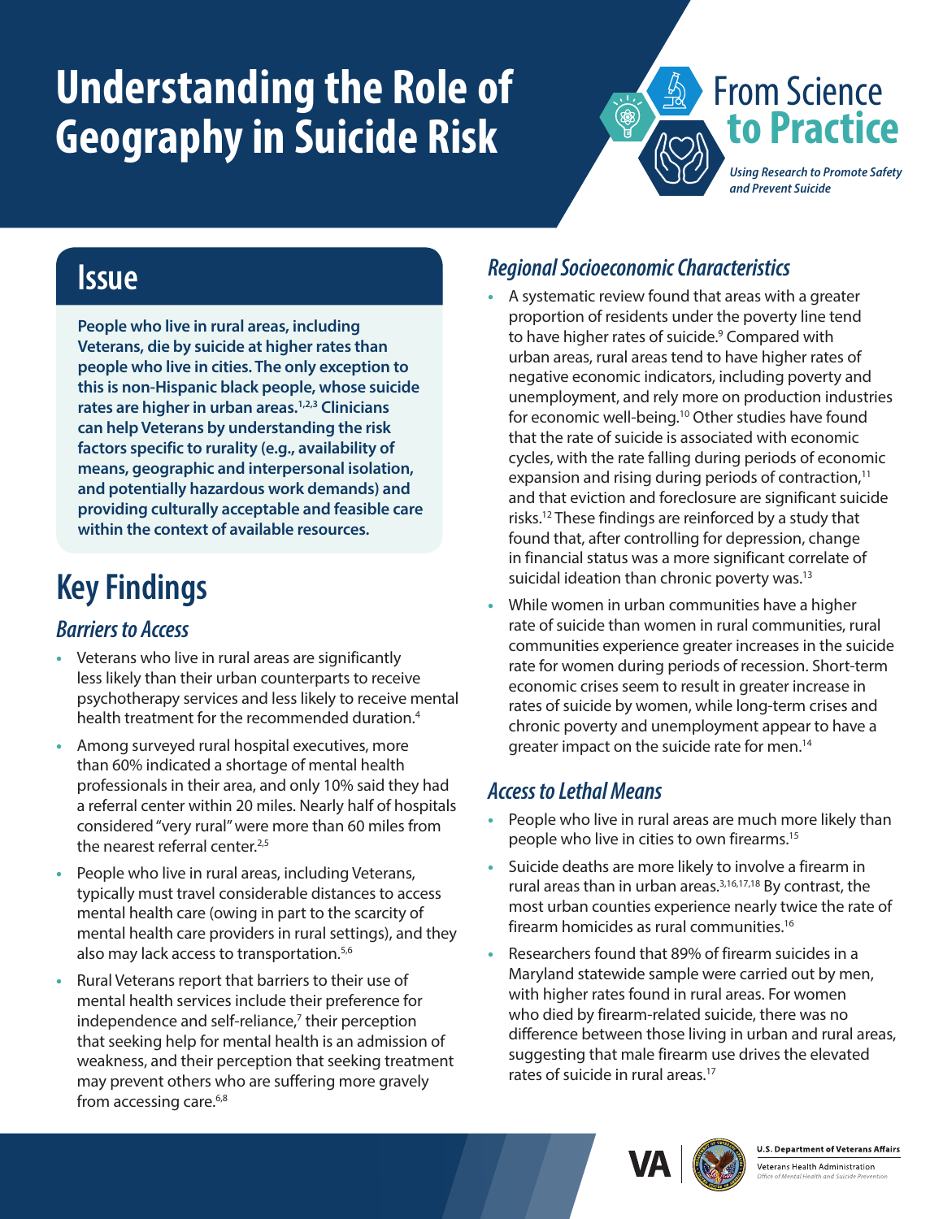# Understanding the Role of Geography in Suicide Risk

From Science to Practice

*Using Research to Promote Safety and Prevent Suicide*

## Issue

**People who live in rural areas, including Veterans, die by suicide at higher rates than people who live in cities. The only exception to this is non-Hispanic black people, whose suicide rates are higher in urban areas.[1,2,3] Clinicians can help Veterans by understanding the risk factors specific to rurality (e.g., availability of means, geographic and interpersonal isolation, and potentially hazardous work demands) and providing culturally acceptable and feasible care within the context of available resources.**

## Key Findings

### *Barriers to Access*

- Veterans who live in rural areas are significantly less likely than their urban counterparts to receive psychotherapy services and less likely to receive mental health treatment for the recommended duration.[4]
- Among surveyed rural hospital executives, more than 60% indicated a shortage of mental health professionals in their area, and only 10% said they had a referral center within 20 miles. Nearly half of hospitals considered "very rural" were more than 60 miles from the nearest referral center.[2,5]
- People who live in rural areas, including Veterans, typically must travel considerable distances to access mental health care (owing in part to the scarcity of mental health care providers in rural settings), and they also may lack access to transportation.[5,6]
- Rural Veterans report that barriers to their use of mental health services include their preference for independence and self-reliance,[7] their perception that seeking help for mental health is an admission of weakness, and their perception that seeking treatment may prevent others who are suffering more gravely from accessing care.[6,8]

### *Regional Socioeconomic Characteristics*

- A systematic review found that areas with a greater proportion of residents under the poverty line tend to have higher rates of suicide.[9] Compared with urban areas, rural areas tend to have higher rates of negative economic indicators, including poverty and unemployment, and rely more on production industries for economic well-being.[10] Other studies have found that the rate of suicide is associated with economic cycles, with the rate falling during periods of economic expansion and rising during periods of contraction,[11] and that eviction and foreclosure are significant suicide risks.[12] These findings are reinforced by a study that found that, after controlling for depression, change in financial status was a more significant correlate of suicidal ideation than chronic poverty was.[13]
- While women in urban communities have a higher rate of suicide than women in rural communities, rural communities experience greater increases in the suicide rate for women during periods of recession. Short-term economic crises seem to result in greater increase in rates of suicide by women, while long-term crises and chronic poverty and unemployment appear to have a greater impact on the suicide rate for men.[14]

### *Access to Lethal Means*

- People who live in rural areas are much more likely than people who live in cities to own firearms.[15]
- Suicide deaths are more likely to involve a firearm in rural areas than in urban areas.[3,16,17,18] By contrast, the most urban counties experience nearly twice the rate of firearm homicides as rural communities.[16]
- Researchers found that 89% of firearm suicides in a Maryland statewide sample were carried out by men, with higher rates found in rural areas. For women who died by firearm-related suicide, there was no difference between those living in urban and rural areas, suggesting that male firearm use drives the elevated rates of suicide in rural areas.[17]

VA | U.S. Department of Veterans Affairs
Veterans Health Administration
*Office of Mental Health and Suicide Prevention*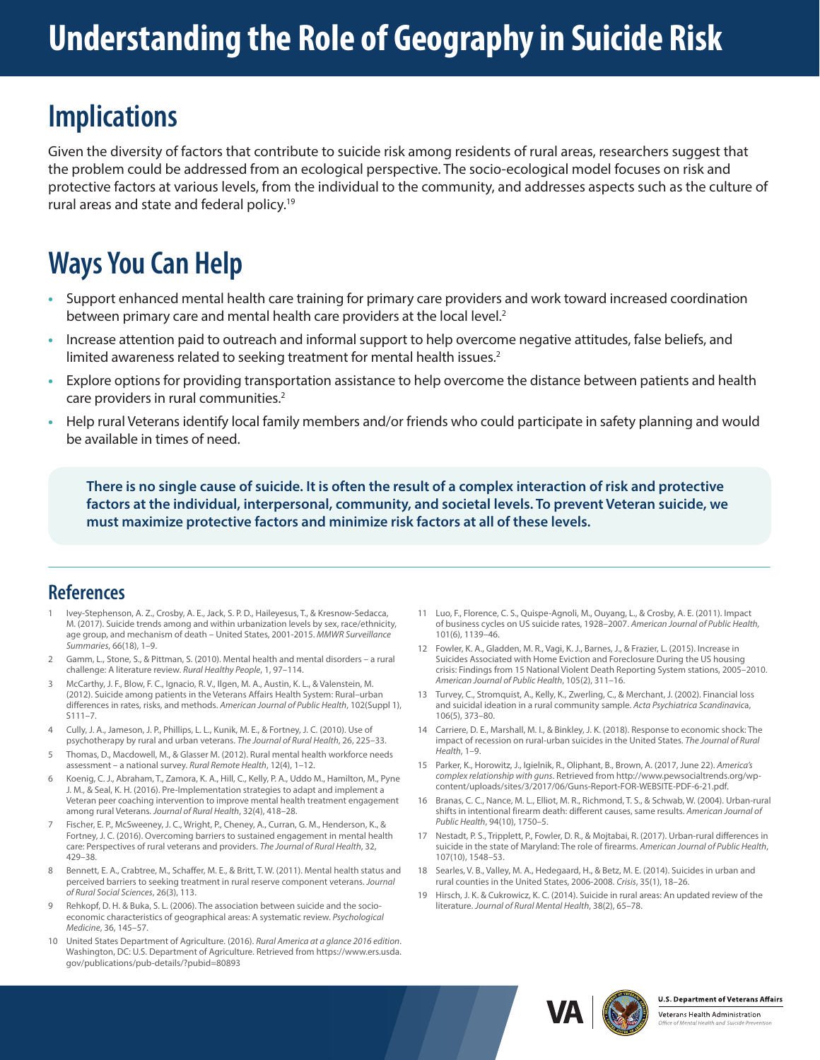# Understanding the Role of Geography in Suicide Risk

## Implications

Given the diversity of factors that contribute to suicide risk among residents of rural areas, researchers suggest that the problem could be addressed from an ecological perspective. The socio-ecological model focuses on risk and protective factors at various levels, from the individual to the community, and addresses aspects such as the culture of rural areas and state and federal policy.[19]

## Ways You Can Help

- Support enhanced mental health care training for primary care providers and work toward increased coordination between primary care and mental health care providers at the local level.[2]
- Increase attention paid to outreach and informal support to help overcome negative attitudes, false beliefs, and limited awareness related to seeking treatment for mental health issues.[2]
- Explore options for providing transportation assistance to help overcome the distance between patients and health care providers in rural communities.[2]
- Help rural Veterans identify local family members and/or friends who could participate in safety planning and would be available in times of need.

**There is no single cause of suicide. It is often the result of a complex interaction of risk and protective factors at the individual, interpersonal, community, and societal levels. To prevent Veteran suicide, we must maximize protective factors and minimize risk factors at all of these levels.**

## References

1. Ivey-Stephenson, A. Z., Crosby, A. E., Jack, S. P. D., Haileyesus, T., & Kresnow-Sedacca, M. (2017). Suicide trends among and within urbanization levels by sex, race/ethnicity, age group, and mechanism of death – United States, 2001-2015. *MMWR Surveillance Summaries*, 66(18), 1–9.
2. Gamm, L., Stone, S., & Pittman, S. (2010). Mental health and mental disorders – a rural challenge: A literature review. *Rural Healthy People*, 1, 97–114.
3. McCarthy, J. F., Blow, F. C., Ignacio, R. V., Ilgen, M. A., Austin, K. L., & Valenstein, M. (2012). Suicide among patients in the Veterans Affairs Health System: Rural–urban differences in rates, risks, and methods. *American Journal of Public Health*, 102(Suppl 1), S111–7.
4. Cully, J. A., Jameson, J. P., Phillips, L. L., Kunik, M. E., & Fortney, J. C. (2010). Use of psychotherapy by rural and urban veterans. *The Journal of Rural Health*, 26, 225–33.
5. Thomas, D., Macdowell, M., & Glasser M. (2012). Rural mental health workforce needs assessment – a national survey. *Rural Remote Health*, 12(4), 1–12.
6. Koenig, C. J., Abraham, T., Zamora, K. A., Hill, C., Kelly, P. A., Uddo M., Hamilton, M., Pyne J. M., & Seal, K. H. (2016). Pre-Implementation strategies to adapt and implement a Veteran peer coaching intervention to improve mental health treatment engagement among rural Veterans. *Journal of Rural Health*, 32(4), 418–28.
7. Fischer, E. P., McSweeney, J. C., Wright, P., Cheney, A., Curran, G. M., Henderson, K., & Fortney, J. C. (2016). Overcoming barriers to sustained engagement in mental health care: Perspectives of rural veterans and providers. *The Journal of Rural Health*, 32, 429–38.
8. Bennett, E. A., Crabtree, M., Schaffer, M. E., & Britt, T. W. (2011). Mental health status and perceived barriers to seeking treatment in rural reserve component veterans. *Journal of Rural Social Sciences*, 26(3), 113.
9. Rehkopf, D. H. & Buka, S. L. (2006). The association between suicide and the socio-economic characteristics of geographical areas: A systematic review. *Psychological Medicine*, 36, 145–57.
10. United States Department of Agriculture. (2016). *Rural America at a glance 2016 edition*. Washington, DC: U.S. Department of Agriculture. Retrieved from https://www.ers.usda.gov/publications/pub-details/?pubid=80893
11. Luo, F., Florence, C. S., Quispe-Agnoli, M., Ouyang, L., & Crosby, A. E. (2011). Impact of business cycles on US suicide rates, 1928–2007. *American Journal of Public Health*, 101(6), 1139–46.
12. Fowler, K. A., Gladden, M. R., Vagi, K. J., Barnes, J., & Frazier, L. (2015). Increase in Suicides Associated with Home Eviction and Foreclosure During the US housing crisis: Findings from 15 National Violent Death Reporting System stations, 2005–2010. *American Journal of Public Health*, 105(2), 311–16.
13. Turvey, C., Stromquist, A., Kelly, K., Zwerling, C., & Merchant, J. (2002). Financial loss and suicidal ideation in a rural community sample. *Acta Psychiatrica Scandinavica*, 106(5), 373–80.
14. Carriere, D. E., Marshall, M. I., & Binkley, J. K. (2018). Response to economic shock: The impact of recession on rural-urban suicides in the United States. *The Journal of Rural Health*, 1–9.
15. Parker, K., Horowitz, J., Igielnik, R., Oliphant, B., Brown, A. (2017, June 22). *America's complex relationship with guns*. Retrieved from http://www.pewsocialtrends.org/wp-content/uploads/sites/3/2017/06/Guns-Report-FOR-WEBSITE-PDF-6-21.pdf.
16. Branas, C. C., Nance, M. L., Elliot, M. R., Richmond, T. S., & Schwab, W. (2004). Urban-rural shifts in intentional firearm death: different causes, same results. *American Journal of Public Health*, 94(10), 1750–5.
17. Nestadt, P. S., Tripplett, P., Fowler, D. R., & Mojtabai, R. (2017). Urban-rural differences in suicide in the state of Maryland: The role of firearms. *American Journal of Public Health*, 107(10), 1548–53.
18. Searles, V. B., Valley, M. A., Hedegaard, H., & Betz, M. E. (2014). Suicides in urban and rural counties in the United States, 2006-2008. *Crisis*, 35(1), 18–26.
19. Hirsch, J. K. & Cukrowicz, K. C. (2014). Suicide in rural areas: An updated review of the literature. *Journal of Rural Mental Health*, 38(2), 65–78.

VA | U.S. Department of Veterans Affairs

Veterans Health Administration
Office of Mental Health and Suicide Prevention